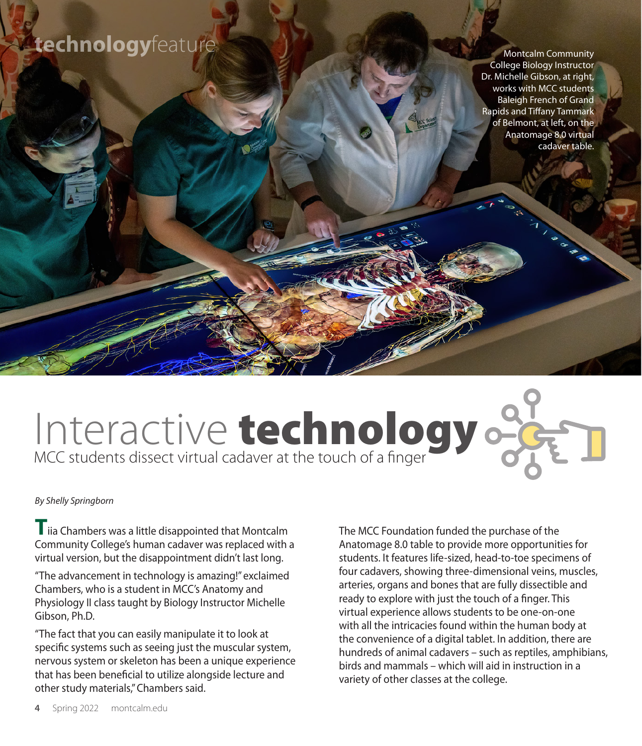technologyfeature

Montcalm Community College Biology Instructor Dr. Michelle Gibson, at right, works with MCC students Baleigh French of Grand Rapids and Tiffany Tammark of Belmont, at left, on the Anatomage 8.0 virtual cadaver table.

# Interactive **technology**

## MCC students dissect virtual cadaver at the touch of a finger

*By Shelly Springborn*

Tiia Chambers was a little disappointed that Montcalm Community College's human cadaver was replaced with a virtual version, but the disappointment didn't last long.

"The advancement in technology is amazing!" exclaimed Chambers, who is a student in MCC's Anatomy and Physiology II class taught by Biology Instructor Michelle Gibson, Ph.D.

"The fact that you can easily manipulate it to look at specific systems such as seeing just the muscular system, nervous system or skeleton has been a unique experience that has been beneficial to utilize alongside lecture and other study materials," Chambers said.

The MCC Foundation funded the purchase of the Anatomage 8.0 table to provide more opportunities for students. It features life-sized, head-to-toe specimens of four cadavers, showing three-dimensional veins, muscles, arteries, organs and bones that are fully dissectible and ready to explore with just the touch of a finger. This virtual experience allows students to be one-on-one with all the intricacies found within the human body at the convenience of a digital tablet. In addition, there are hundreds of animal cadavers – such as reptiles, amphibians, birds and mammals – which will aid in instruction in a variety of other classes at the college.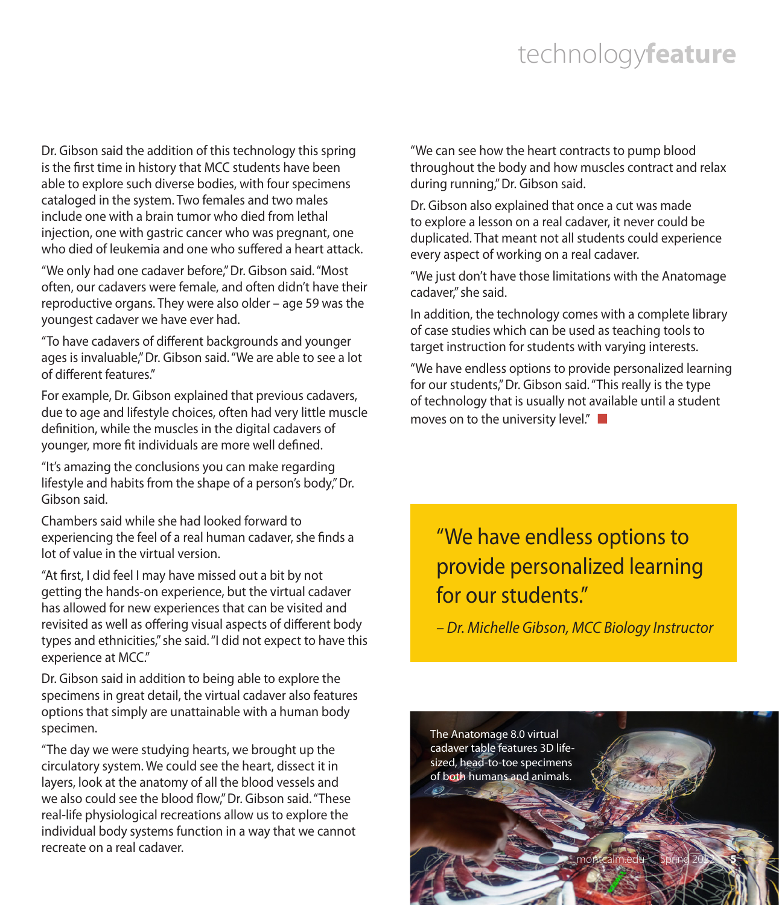Dr. Gibson said the addition of this technology this spring is the first time in history that MCC students have been able to explore such diverse bodies, with four specimens cataloged in the system. Two females and two males include one with a brain tumor who died from lethal injection, one with gastric cancer who was pregnant, one who died of leukemia and one who suffered a heart attack.

"We only had one cadaver before," Dr. Gibson said. "Most often, our cadavers were female, and often didn't have their reproductive organs. They were also older – age 59 was the youngest cadaver we have ever had.

"To have cadavers of different backgrounds and younger ages is invaluable," Dr. Gibson said. "We are able to see a lot of different features."

For example, Dr. Gibson explained that previous cadavers, due to age and lifestyle choices, often had very little muscle definition, while the muscles in the digital cadavers of younger, more fit individuals are more well defined.

"It's amazing the conclusions you can make regarding lifestyle and habits from the shape of a person's body," Dr. Gibson said.

Chambers said while she had looked forward to experiencing the feel of a real human cadaver, she finds a lot of value in the virtual version.

"At first, I did feel I may have missed out a bit by not getting the hands-on experience, but the virtual cadaver has allowed for new experiences that can be visited and revisited as well as offering visual aspects of different body types and ethnicities," she said. "I did not expect to have this experience at MCC."

Dr. Gibson said in addition to being able to explore the specimens in great detail, the virtual cadaver also features options that simply are unattainable with a human body specimen.

"The day we were studying hearts, we brought up the circulatory system. We could see the heart, dissect it in layers, look at the anatomy of all the blood vessels and we also could see the blood flow," Dr. Gibson said. "These real-life physiological recreations allow us to explore the individual body systems function in a way that we cannot recreate on a real cadaver.

"We can see how the heart contracts to pump blood throughout the body and how muscles contract and relax during running," Dr. Gibson said.

Dr. Gibson also explained that once a cut was made to explore a lesson on a real cadaver, it never could be duplicated. That meant not all students could experience every aspect of working on a real cadaver.

"We just don't have those limitations with the Anatomage cadaver," she said.

In addition, the technology comes with a complete library of case studies which can be used as teaching tools to target instruction for students with varying interests.

"We have endless options to provide personalized learning for our students," Dr. Gibson said. "This really is the type of technology that is usually not available until a student moves on to the university level."

> "We have endless options to provide personalized learning for our students."
>
> *– Dr. Michelle Gibson, MCC Biology Instructor*

The Anatomage 8.0 virtual cadaver table features 3D life-sized, head-to-toe specimens of both humans and animals.